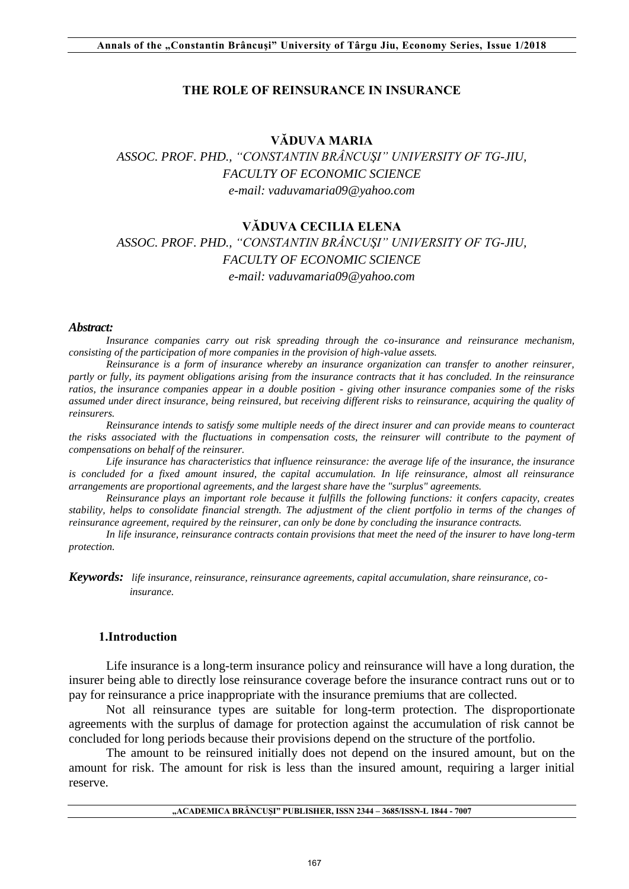# THE ROLE OF REINSURANCE IN INSURANCE

**VĂDUVA MARIA**

*ASSOC. PROF. PHD., "CONSTANTIN BRÂNCUŞI" UNIVERSITY OF TG-JIU, FACULTY OF ECONOMIC SCIENCE*
*e-mail: vaduvamaria09@yahoo.com*

**VĂDUVA CECILIA ELENA**

*ASSOC. PROF. PHD., "CONSTANTIN BRÂNCUŞI" UNIVERSITY OF TG-JIU, FACULTY OF ECONOMIC SCIENCE*
*e-mail: vaduvamaria09@yahoo.com*

***Abstract:***

*Insurance companies carry out risk spreading through the co-insurance and reinsurance mechanism, consisting of the participation of more companies in the provision of high-value assets.*

*Reinsurance is a form of insurance whereby an insurance organization can transfer to another reinsurer, partly or fully, its payment obligations arising from the insurance contracts that it has concluded. In the reinsurance ratios, the insurance companies appear in a double position - giving other insurance companies some of the risks assumed under direct insurance, being reinsured, but receiving different risks to reinsurance, acquiring the quality of reinsurers.*

*Reinsurance intends to satisfy some multiple needs of the direct insurer and can provide means to counteract the risks associated with the fluctuations in compensation costs, the reinsurer will contribute to the payment of compensations on behalf of the reinsurer.*

*Life insurance has characteristics that influence reinsurance: the average life of the insurance, the insurance is concluded for a fixed amount insured, the capital accumulation. In life reinsurance, almost all reinsurance arrangements are proportional agreements, and the largest share have the "surplus" agreements.*

*Reinsurance plays an important role because it fulfills the following functions: it confers capacity, creates stability, helps to consolidate financial strength. The adjustment of the client portfolio in terms of the changes of reinsurance agreement, required by the reinsurer, can only be done by concluding the insurance contracts.*

*In life insurance, reinsurance contracts contain provisions that meet the need of the insurer to have long-term protection.*

***Keywords:*** *life insurance, reinsurance, reinsurance agreements, capital accumulation, share reinsurance, co-insurance.*

## 1.Introduction

Life insurance is a long-term insurance policy and reinsurance will have a long duration, the insurer being able to directly lose reinsurance coverage before the insurance contract runs out or to pay for reinsurance a price inappropriate with the insurance premiums that are collected.

Not all reinsurance types are suitable for long-term protection. The disproportionate agreements with the surplus of damage for protection against the accumulation of risk cannot be concluded for long periods because their provisions depend on the structure of the portfolio.

The amount to be reinsured initially does not depend on the insured amount, but on the amount for risk. The amount for risk is less than the insured amount, requiring a larger initial reserve.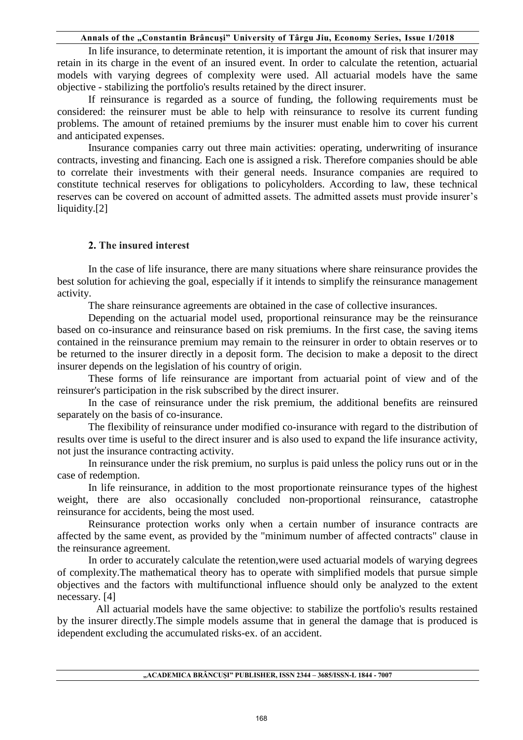In life insurance, to determinate retention, it is important the amount of risk that insurer may retain in its charge in the event of an insured event. In order to calculate the retention, actuarial models with varying degrees of complexity were used. All actuarial models have the same objective - stabilizing the portfolio's results retained by the direct insurer.

If reinsurance is regarded as a source of funding, the following requirements must be considered: the reinsurer must be able to help with reinsurance to resolve its current funding problems. The amount of retained premiums by the insurer must enable him to cover his current and anticipated expenses.

Insurance companies carry out three main activities: operating, underwriting of insurance contracts, investing and financing. Each one is assigned a risk. Therefore companies should be able to correlate their investments with their general needs. Insurance companies are required to constitute technical reserves for obligations to policyholders. According to law, these technical reserves can be covered on account of admitted assets. The admitted assets must provide insurer's liquidity.[2]

## 2. The insured interest

In the case of life insurance, there are many situations where share reinsurance provides the best solution for achieving the goal, especially if it intends to simplify the reinsurance management activity.

The share reinsurance agreements are obtained in the case of collective insurances.

Depending on the actuarial model used, proportional reinsurance may be the reinsurance based on co-insurance and reinsurance based on risk premiums. In the first case, the saving items contained in the reinsurance premium may remain to the reinsurer in order to obtain reserves or to be returned to the insurer directly in a deposit form. The decision to make a deposit to the direct insurer depends on the legislation of his country of origin.

These forms of life reinsurance are important from actuarial point of view and of the reinsurer's participation in the risk subscribed by the direct insurer.

In the case of reinsurance under the risk premium, the additional benefits are reinsured separately on the basis of co-insurance.

The flexibility of reinsurance under modified co-insurance with regard to the distribution of results over time is useful to the direct insurer and is also used to expand the life insurance activity, not just the insurance contracting activity.

In reinsurance under the risk premium, no surplus is paid unless the policy runs out or in the case of redemption.

In life reinsurance, in addition to the most proportionate reinsurance types of the highest weight, there are also occasionally concluded non-proportional reinsurance, catastrophe reinsurance for accidents, being the most used.

Reinsurance protection works only when a certain number of insurance contracts are affected by the same event, as provided by the "minimum number of affected contracts" clause in the reinsurance agreement.

In order to accurately calculate the retention,were used actuarial models of warying degrees of complexity.The mathematical theory has to operate with simplified models that pursue simple objectives and the factors with multifunctional influence should only be analyzed to the extent necessary. [4]

All actuarial models have the same objective: to stabilize the portfolio's results restained by the insurer directly.The simple models assume that in general the damage that is produced is idependent excluding the accumulated risks-ex. of an accident.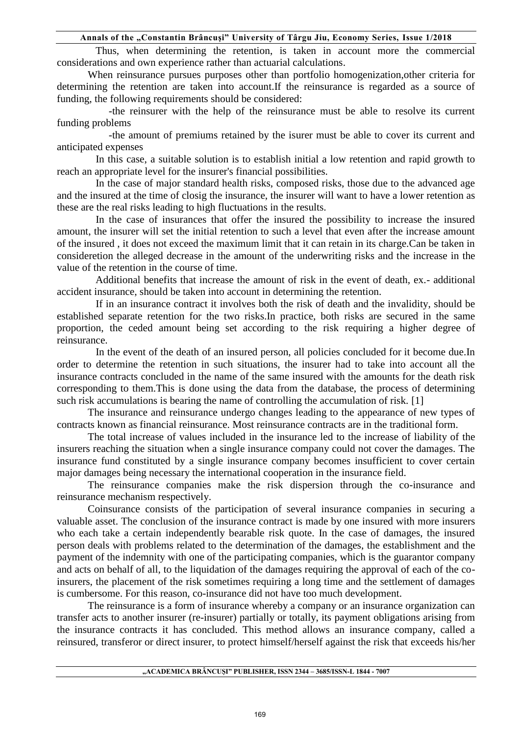Thus, when determining the retention, is taken in account more the commercial considerations and own experience rather than actuarial calculations.

When reinsurance pursues purposes other than portfolio homogenization,other criteria for determining the retention are taken into account.If the reinsurance is regarded as a source of funding, the following requirements should be considered:

-the reinsurer with the help of the reinsurance must be able to resolve its current funding problems

-the amount of premiums retained by the isurer must be able to cover its current and anticipated expenses

In this case, a suitable solution is to establish initial a low retention and rapid growth to reach an appropriate level for the insurer's financial possibilities.

In the case of major standard health risks, composed risks, those due to the advanced age and the insured at the time of closig the insurance, the insurer will want to have a lower retention as these are the real risks leading to high fluctuations in the results.

In the case of insurances that offer the insured the possibility to increase the insured amount, the insurer will set the initial retention to such a level that even after the increase amount of the insured , it does not exceed the maximum limit that it can retain in its charge.Can be taken in consideretion the alleged decrease in the amount of the underwriting risks and the increase in the value of the retention in the course of time.

Additional benefits that increase the amount of risk in the event of death, ex.- additional accident insurance, should be taken into account in determining the retention.

If in an insurance contract it involves both the risk of death and the invalidity, should be established separate retention for the two risks.In practice, both risks are secured in the same proportion, the ceded amount being set according to the risk requiring a higher degree of reinsurance.

In the event of the death of an insured person, all policies concluded for it become due.In order to determine the retention in such situations, the insurer had to take into account all the insurance contracts concluded in the name of the same insured with the amounts for the death risk corresponding to them.This is done using the data from the database, the process of determining such risk accumulations is bearing the name of controlling the accumulation of risk. [1]

The insurance and reinsurance undergo changes leading to the appearance of new types of contracts known as financial reinsurance. Most reinsurance contracts are in the traditional form.

The total increase of values included in the insurance led to the increase of liability of the insurers reaching the situation when a single insurance company could not cover the damages. The insurance fund constituted by a single insurance company becomes insufficient to cover certain major damages being necessary the international cooperation in the insurance field.

The reinsurance companies make the risk dispersion through the co-insurance and reinsurance mechanism respectively.

Coinsurance consists of the participation of several insurance companies in securing a valuable asset. The conclusion of the insurance contract is made by one insured with more insurers who each take a certain independently bearable risk quote. In the case of damages, the insured person deals with problems related to the determination of the damages, the establishment and the payment of the indemnity with one of the participating companies, which is the guarantor company and acts on behalf of all, to the liquidation of the damages requiring the approval of each of the co-insurers, the placement of the risk sometimes requiring a long time and the settlement of damages is cumbersome. For this reason, co-insurance did not have too much development.

The reinsurance is a form of insurance whereby a company or an insurance organization can transfer acts to another insurer (re-insurer) partially or totally, its payment obligations arising from the insurance contracts it has concluded. This method allows an insurance company, called a reinsured, transferor or direct insurer, to protect himself/herself against the risk that exceeds his/her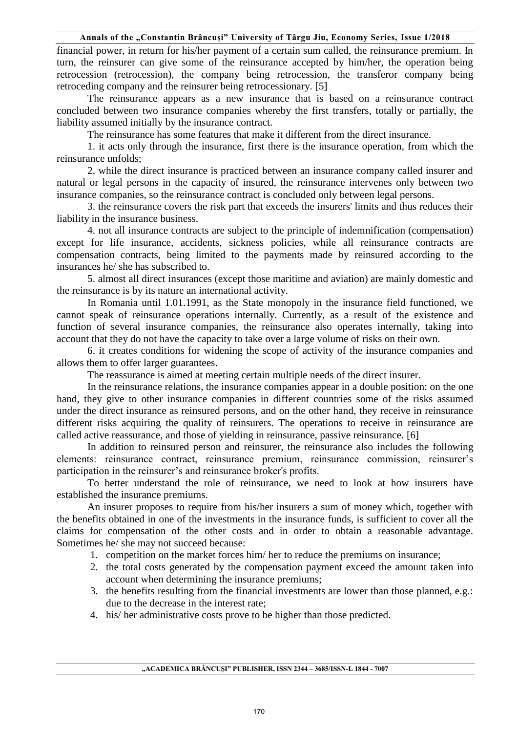financial power, in return for his/her payment of a certain sum called, the reinsurance premium. In turn, the reinsurer can give some of the reinsurance accepted by him/her, the operation being retrocession (retrocession), the company being retrocession, the transferor company being retroceding company and the reinsurer being retrocessionary. [5]

The reinsurance appears as a new insurance that is based on a reinsurance contract concluded between two insurance companies whereby the first transfers, totally or partially, the liability assumed initially by the insurance contract.

The reinsurance has some features that make it different from the direct insurance.

1. it acts only through the insurance, first there is the insurance operation, from which the reinsurance unfolds;

2. while the direct insurance is practiced between an insurance company called insurer and natural or legal persons in the capacity of insured, the reinsurance intervenes only between two insurance companies, so the reinsurance contract is concluded only between legal persons.

3. the reinsurance covers the risk part that exceeds the insurers' limits and thus reduces their liability in the insurance business.

4. not all insurance contracts are subject to the principle of indemnification (compensation) except for life insurance, accidents, sickness policies, while all reinsurance contracts are compensation contracts, being limited to the payments made by reinsured according to the insurances he/ she has subscribed to.

5. almost all direct insurances (except those maritime and aviation) are mainly domestic and the reinsurance is by its nature an international activity.

In Romania until 1.01.1991, as the State monopoly in the insurance field functioned, we cannot speak of reinsurance operations internally. Currently, as a result of the existence and function of several insurance companies, the reinsurance also operates internally, taking into account that they do not have the capacity to take over a large volume of risks on their own.

6. it creates conditions for widening the scope of activity of the insurance companies and allows them to offer larger guarantees.

The reassurance is aimed at meeting certain multiple needs of the direct insurer.

In the reinsurance relations, the insurance companies appear in a double position: on the one hand, they give to other insurance companies in different countries some of the risks assumed under the direct insurance as reinsured persons, and on the other hand, they receive in reinsurance different risks acquiring the quality of reinsurers. The operations to receive in reinsurance are called active reassurance, and those of yielding in reinsurance, passive reinsurance. [6]

In addition to reinsured person and reinsurer, the reinsurance also includes the following elements: reinsurance contract, reinsurance premium, reinsurance commission, reinsurer's participation in the reinsurer's and reinsurance broker's profits.

To better understand the role of reinsurance, we need to look at how insurers have established the insurance premiums.

An insurer proposes to require from his/her insurers a sum of money which, together with the benefits obtained in one of the investments in the insurance funds, is sufficient to cover all the claims for compensation of the other costs and in order to obtain a reasonable advantage. Sometimes he/ she may not succeed because:

1. competition on the market forces him/ her to reduce the premiums on insurance;
2. the total costs generated by the compensation payment exceed the amount taken into account when determining the insurance premiums;
3. the benefits resulting from the financial investments are lower than those planned, e.g.: due to the decrease in the interest rate;
4. his/ her administrative costs prove to be higher than those predicted.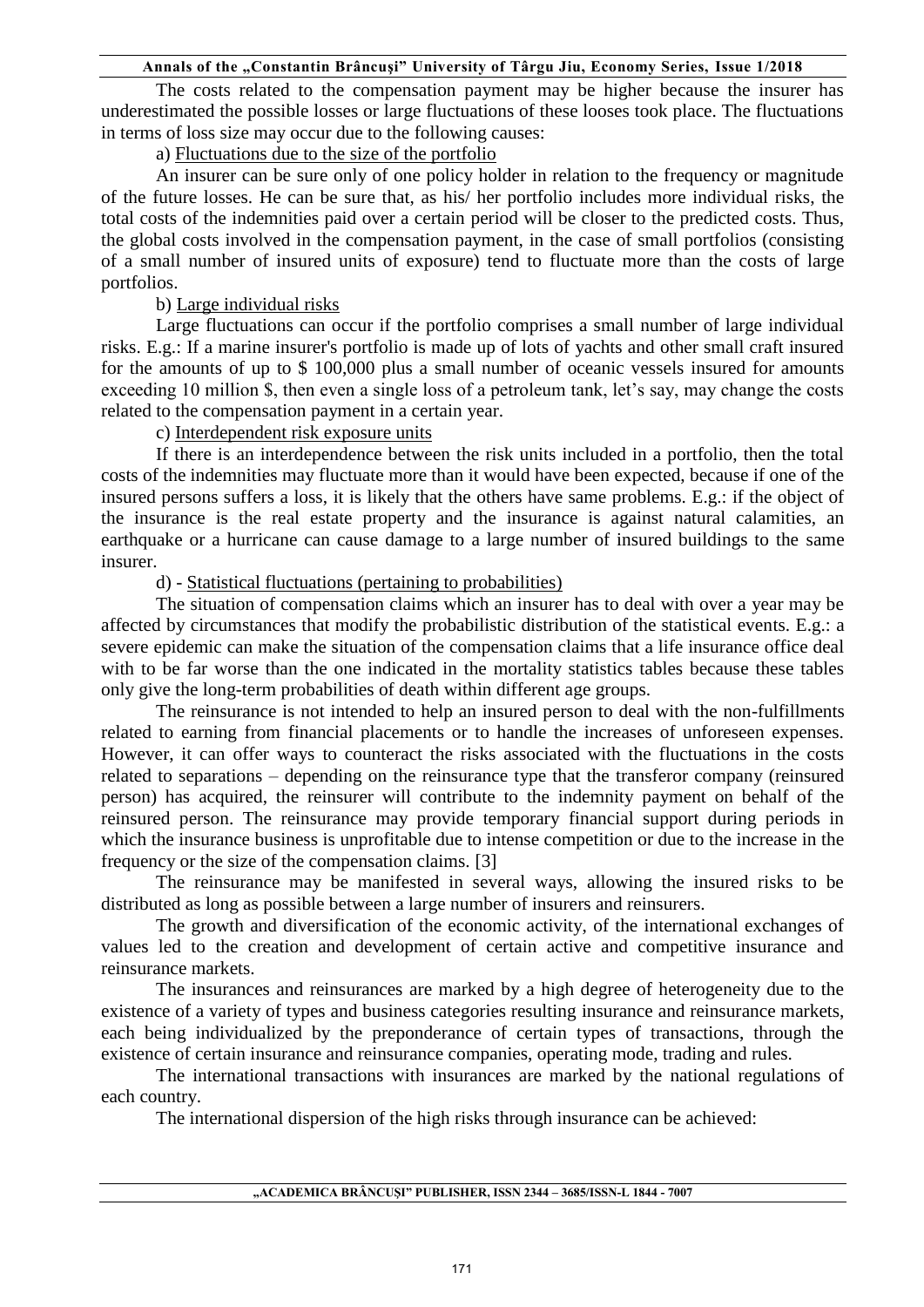The costs related to the compensation payment may be higher because the insurer has underestimated the possible losses or large fluctuations of these looses took place. The fluctuations in terms of loss size may occur due to the following causes:

a) Fluctuations due to the size of the portfolio

An insurer can be sure only of one policy holder in relation to the frequency or magnitude of the future losses. He can be sure that, as his/ her portfolio includes more individual risks, the total costs of the indemnities paid over a certain period will be closer to the predicted costs. Thus, the global costs involved in the compensation payment, in the case of small portfolios (consisting of a small number of insured units of exposure) tend to fluctuate more than the costs of large portfolios.

b) Large individual risks

Large fluctuations can occur if the portfolio comprises a small number of large individual risks. E.g.: If a marine insurer's portfolio is made up of lots of yachts and other small craft insured for the amounts of up to $ 100,000 plus a small number of oceanic vessels insured for amounts exceeding 10 million $, then even a single loss of a petroleum tank, let's say, may change the costs related to the compensation payment in a certain year.

c) Interdependent risk exposure units

If there is an interdependence between the risk units included in a portfolio, then the total costs of the indemnities may fluctuate more than it would have been expected, because if one of the insured persons suffers a loss, it is likely that the others have same problems. E.g.: if the object of the insurance is the real estate property and the insurance is against natural calamities, an earthquake or a hurricane can cause damage to a large number of insured buildings to the same insurer.

d) - Statistical fluctuations (pertaining to probabilities)

The situation of compensation claims which an insurer has to deal with over a year may be affected by circumstances that modify the probabilistic distribution of the statistical events. E.g.: a severe epidemic can make the situation of the compensation claims that a life insurance office deal with to be far worse than the one indicated in the mortality statistics tables because these tables only give the long-term probabilities of death within different age groups.

The reinsurance is not intended to help an insured person to deal with the non-fulfillments related to earning from financial placements or to handle the increases of unforeseen expenses. However, it can offer ways to counteract the risks associated with the fluctuations in the costs related to separations – depending on the reinsurance type that the transferor company (reinsured person) has acquired, the reinsurer will contribute to the indemnity payment on behalf of the reinsured person. The reinsurance may provide temporary financial support during periods in which the insurance business is unprofitable due to intense competition or due to the increase in the frequency or the size of the compensation claims. [3]

The reinsurance may be manifested in several ways, allowing the insured risks to be distributed as long as possible between a large number of insurers and reinsurers.

The growth and diversification of the economic activity, of the international exchanges of values led to the creation and development of certain active and competitive insurance and reinsurance markets.

The insurances and reinsurances are marked by a high degree of heterogeneity due to the existence of a variety of types and business categories resulting insurance and reinsurance markets, each being individualized by the preponderance of certain types of transactions, through the existence of certain insurance and reinsurance companies, operating mode, trading and rules.

The international transactions with insurances are marked by the national regulations of each country.

The international dispersion of the high risks through insurance can be achieved: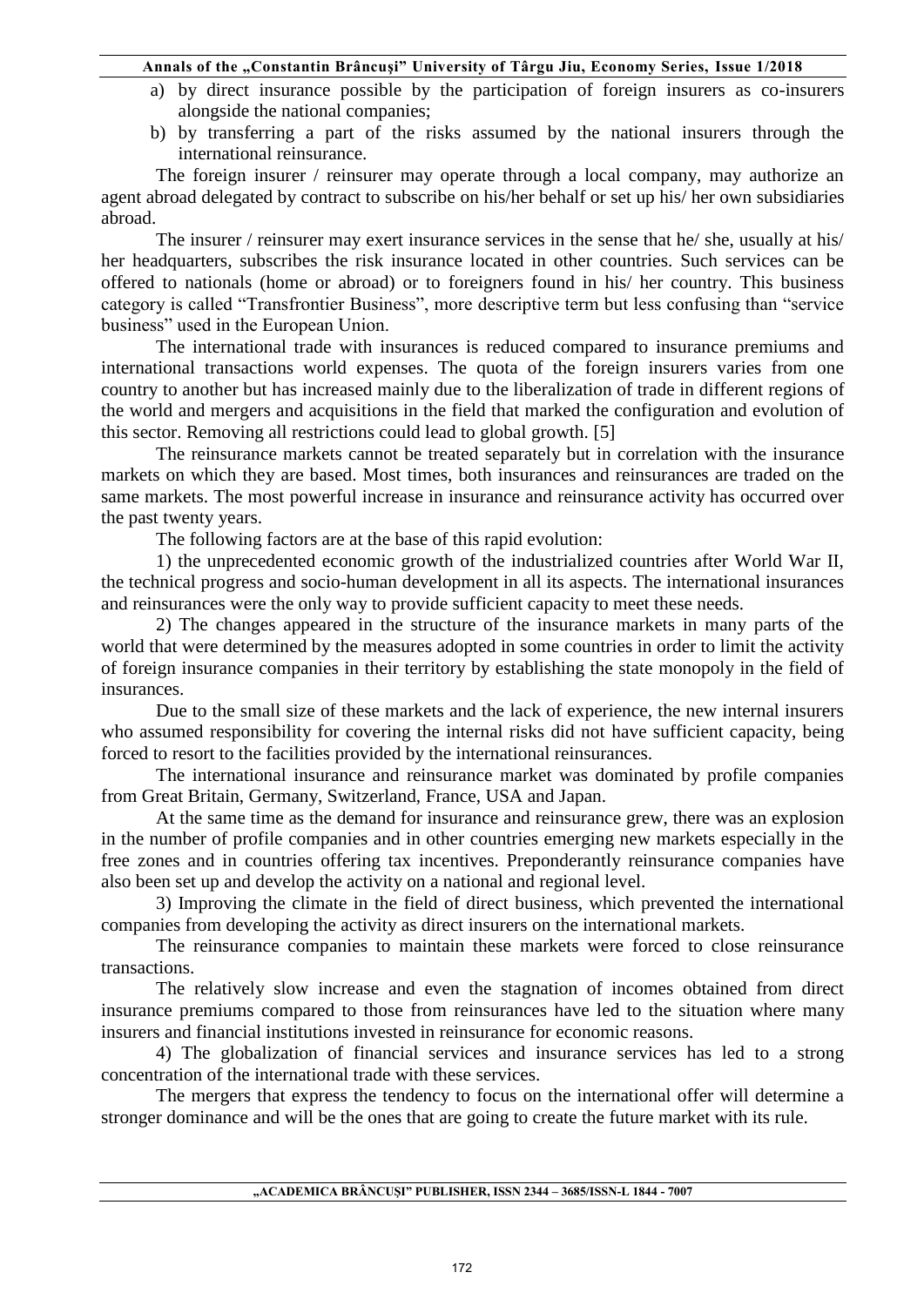a) by direct insurance possible by the participation of foreign insurers as co-insurers alongside the national companies;
b) by transferring a part of the risks assumed by the national insurers through the international reinsurance.

The foreign insurer / reinsurer may operate through a local company, may authorize an agent abroad delegated by contract to subscribe on his/her behalf or set up his/ her own subsidiaries abroad.

The insurer / reinsurer may exert insurance services in the sense that he/ she, usually at his/ her headquarters, subscribes the risk insurance located in other countries. Such services can be offered to nationals (home or abroad) or to foreigners found in his/ her country. This business category is called "Transfrontier Business", more descriptive term but less confusing than "service business" used in the European Union.

The international trade with insurances is reduced compared to insurance premiums and international transactions world expenses. The quota of the foreign insurers varies from one country to another but has increased mainly due to the liberalization of trade in different regions of the world and mergers and acquisitions in the field that marked the configuration and evolution of this sector. Removing all restrictions could lead to global growth. [5]

The reinsurance markets cannot be treated separately but in correlation with the insurance markets on which they are based. Most times, both insurances and reinsurances are traded on the same markets. The most powerful increase in insurance and reinsurance activity has occurred over the past twenty years.

The following factors are at the base of this rapid evolution:

1) the unprecedented economic growth of the industrialized countries after World War II, the technical progress and socio-human development in all its aspects. The international insurances and reinsurances were the only way to provide sufficient capacity to meet these needs.

2) The changes appeared in the structure of the insurance markets in many parts of the world that were determined by the measures adopted in some countries in order to limit the activity of foreign insurance companies in their territory by establishing the state monopoly in the field of insurances.

Due to the small size of these markets and the lack of experience, the new internal insurers who assumed responsibility for covering the internal risks did not have sufficient capacity, being forced to resort to the facilities provided by the international reinsurances.

The international insurance and reinsurance market was dominated by profile companies from Great Britain, Germany, Switzerland, France, USA and Japan.

At the same time as the demand for insurance and reinsurance grew, there was an explosion in the number of profile companies and in other countries emerging new markets especially in the free zones and in countries offering tax incentives. Preponderantly reinsurance companies have also been set up and develop the activity on a national and regional level.

3) Improving the climate in the field of direct business, which prevented the international companies from developing the activity as direct insurers on the international markets.

The reinsurance companies to maintain these markets were forced to close reinsurance transactions.

The relatively slow increase and even the stagnation of incomes obtained from direct insurance premiums compared to those from reinsurances have led to the situation where many insurers and financial institutions invested in reinsurance for economic reasons.

4) The globalization of financial services and insurance services has led to a strong concentration of the international trade with these services.

The mergers that express the tendency to focus on the international offer will determine a stronger dominance and will be the ones that are going to create the future market with its rule.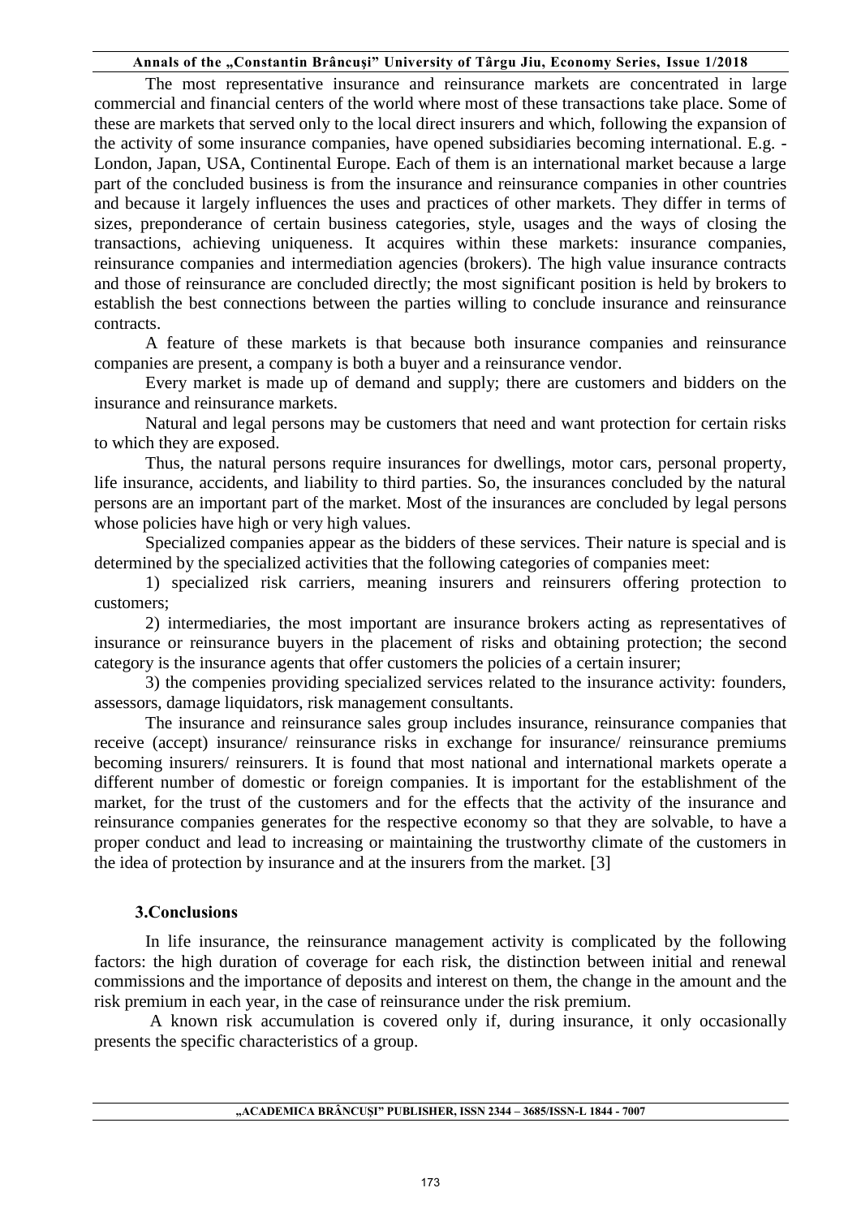The most representative insurance and reinsurance markets are concentrated in large commercial and financial centers of the world where most of these transactions take place. Some of these are markets that served only to the local direct insurers and which, following the expansion of the activity of some insurance companies, have opened subsidiaries becoming international. E.g. - London, Japan, USA, Continental Europe. Each of them is an international market because a large part of the concluded business is from the insurance and reinsurance companies in other countries and because it largely influences the uses and practices of other markets. They differ in terms of sizes, preponderance of certain business categories, style, usages and the ways of closing the transactions, achieving uniqueness. It acquires within these markets: insurance companies, reinsurance companies and intermediation agencies (brokers). The high value insurance contracts and those of reinsurance are concluded directly; the most significant position is held by brokers to establish the best connections between the parties willing to conclude insurance and reinsurance contracts.

A feature of these markets is that because both insurance companies and reinsurance companies are present, a company is both a buyer and a reinsurance vendor.

Every market is made up of demand and supply; there are customers and bidders on the insurance and reinsurance markets.

Natural and legal persons may be customers that need and want protection for certain risks to which they are exposed.

Thus, the natural persons require insurances for dwellings, motor cars, personal property, life insurance, accidents, and liability to third parties. So, the insurances concluded by the natural persons are an important part of the market. Most of the insurances are concluded by legal persons whose policies have high or very high values.

Specialized companies appear as the bidders of these services. Their nature is special and is determined by the specialized activities that the following categories of companies meet:

1) specialized risk carriers, meaning insurers and reinsurers offering protection to customers;

2) intermediaries, the most important are insurance brokers acting as representatives of insurance or reinsurance buyers in the placement of risks and obtaining protection; the second category is the insurance agents that offer customers the policies of a certain insurer;

3) the compenies providing specialized services related to the insurance activity: founders, assessors, damage liquidators, risk management consultants.

The insurance and reinsurance sales group includes insurance, reinsurance companies that receive (accept) insurance/ reinsurance risks in exchange for insurance/ reinsurance premiums becoming insurers/ reinsurers. It is found that most national and international markets operate a different number of domestic or foreign companies. It is important for the establishment of the market, for the trust of the customers and for the effects that the activity of the insurance and reinsurance companies generates for the respective economy so that they are solvable, to have a proper conduct and lead to increasing or maintaining the trustworthy climate of the customers in the idea of protection by insurance and at the insurers from the market. [3]

## 3.Conclusions

In life insurance, the reinsurance management activity is complicated by the following factors: the high duration of coverage for each risk, the distinction between initial and renewal commissions and the importance of deposits and interest on them, the change in the amount and the risk premium in each year, in the case of reinsurance under the risk premium.

A known risk accumulation is covered only if, during insurance, it only occasionally presents the specific characteristics of a group.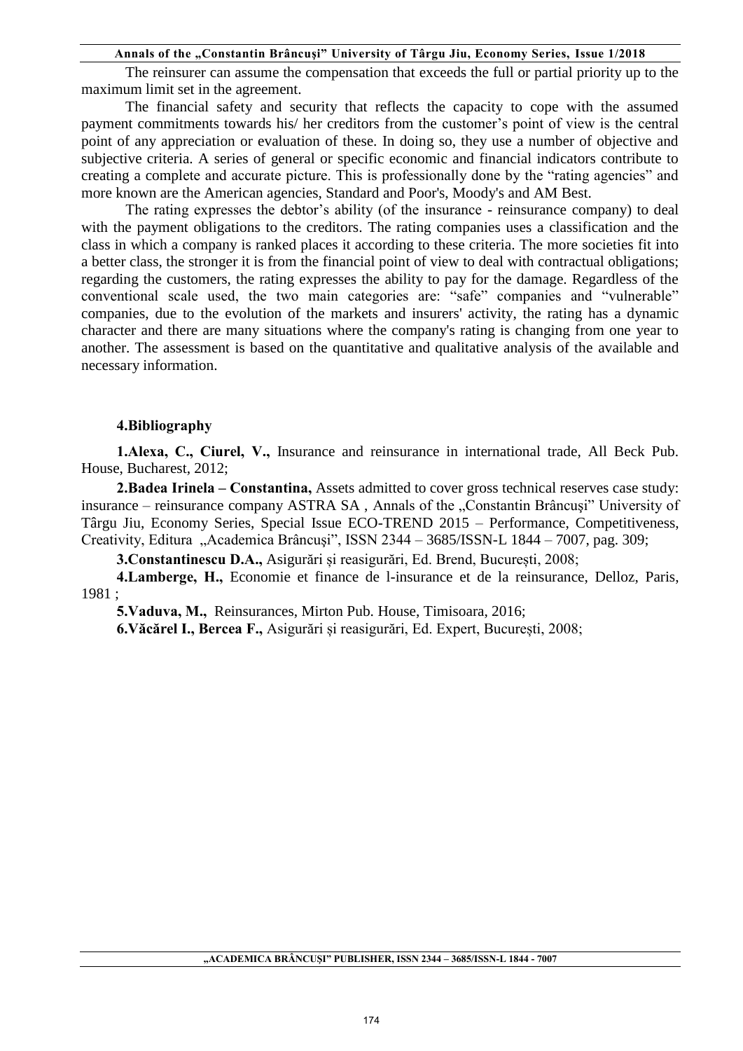The reinsurer can assume the compensation that exceeds the full or partial priority up to the maximum limit set in the agreement.

The financial safety and security that reflects the capacity to cope with the assumed payment commitments towards his/ her creditors from the customer's point of view is the central point of any appreciation or evaluation of these. In doing so, they use a number of objective and subjective criteria. A series of general or specific economic and financial indicators contribute to creating a complete and accurate picture. This is professionally done by the "rating agencies" and more known are the American agencies, Standard and Poor's, Moody's and AM Best.

The rating expresses the debtor's ability (of the insurance - reinsurance company) to deal with the payment obligations to the creditors. The rating companies uses a classification and the class in which a company is ranked places it according to these criteria. The more societies fit into a better class, the stronger it is from the financial point of view to deal with contractual obligations; regarding the customers, the rating expresses the ability to pay for the damage. Regardless of the conventional scale used, the two main categories are: "safe" companies and "vulnerable" companies, due to the evolution of the markets and insurers' activity, the rating has a dynamic character and there are many situations where the company's rating is changing from one year to another. The assessment is based on the quantitative and qualitative analysis of the available and necessary information.

## 4.Bibliography

**1.Alexa, C., Ciurel, V.,** Insurance and reinsurance in international trade, All Beck Pub. House, Bucharest, 2012;

**2.Badea Irinela – Constantina,** Assets admitted to cover gross technical reserves case study: insurance – reinsurance company ASTRA SA , Annals of the „Constantin Brâncuşi" University of Târgu Jiu, Economy Series, Special Issue ECO-TREND 2015 – Performance, Competitiveness, Creativity, Editura „Academica Brâncuşi", ISSN 2344 – 3685/ISSN-L 1844 – 7007, pag. 309;

**3.Constantinescu D.A.,** Asigurări și reasigurări, Ed. Brend, București, 2008;

**4.Lamberge, H.,** Economie et finance de l-insurance et de la reinsurance, Delloz, Paris, 1981 ;

**5.Vaduva, M.,** Reinsurances, Mirton Pub. House, Timisoara, 2016;

**6.Văcărel I., Bercea F.,** Asigurări și reasigurări, Ed. Expert, București, 2008;